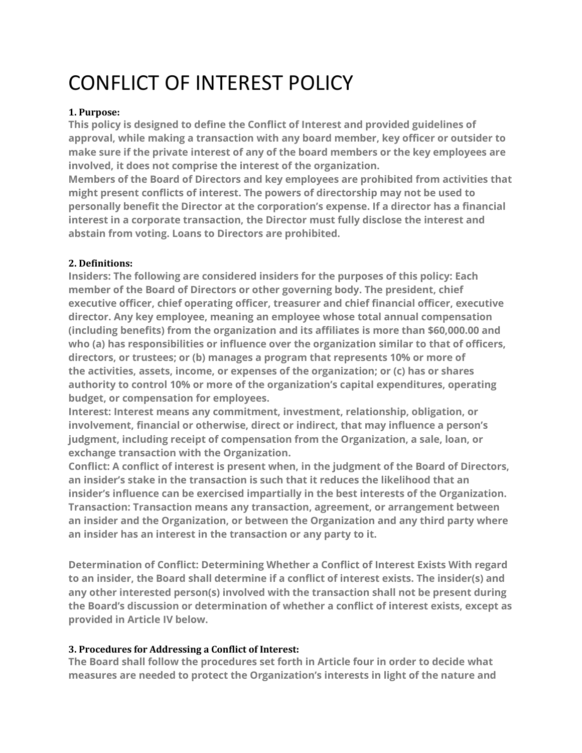# CONFLICT OF INTEREST POLICY

**1. Purpose:**

**This policy is designed to define the Conflict of Interest and provided guidelines of approval, while making a transaction with any board member, key officer or outsider to make sure if the private interest of any of the board members or the key employees are involved, it does not comprise the interest of the organization.**

**Members of the Board of Directors and key employees are prohibited from activities that might present conflicts of interest. The powers of directorship may not be used to personally benefit the Director at the corporation's expense. If a director has a financial interest in a corporate transaction, the Director must fully disclose the interest and abstain from voting. Loans to Directors are prohibited.**

**2. Definitions:**

**Insiders: The following are considered insiders for the purposes of this policy: Each member of the Board of Directors or other governing body. The president, chief executive officer, chief operating officer, treasurer and chief financial officer, executive director. Any key employee, meaning an employee whose total annual compensation (including benefits) from the organization and its affiliates is more than $60,000.00 and who (a) has responsibilities or influence over the organization similar to that of officers, directors, or trustees; or (b) manages a program that represents 10% or more of the activities, assets, income, or expenses of the organization; or (c) has or shares authority to control 10% or more of the organization's capital expenditures, operating budget, or compensation for employees.**

**Interest: Interest means any commitment, investment, relationship, obligation, or involvement, financial or otherwise, direct or indirect, that may influence a person's judgment, including receipt of compensation from the Organization, a sale, loan, or exchange transaction with the Organization.**

**Conflict: A conflict of interest is present when, in the judgment of the Board of Directors, an insider's stake in the transaction is such that it reduces the likelihood that an insider's influence can be exercised impartially in the best interests of the Organization.**

**Transaction: Transaction means any transaction, agreement, or arrangement between an insider and the Organization, or between the Organization and any third party where an insider has an interest in the transaction or any party to it.**

**Determination of Conflict: Determining Whether a Conflict of Interest Exists With regard to an insider, the Board shall determine if a conflict of interest exists. The insider(s) and any other interested person(s) involved with the transaction shall not be present during the Board's discussion or determination of whether a conflict of interest exists, except as provided in Article IV below.**

**3. Procedures for Addressing a Conflict of Interest:**

**The Board shall follow the procedures set forth in Article four in order to decide what measures are needed to protect the Organization's interests in light of the nature and**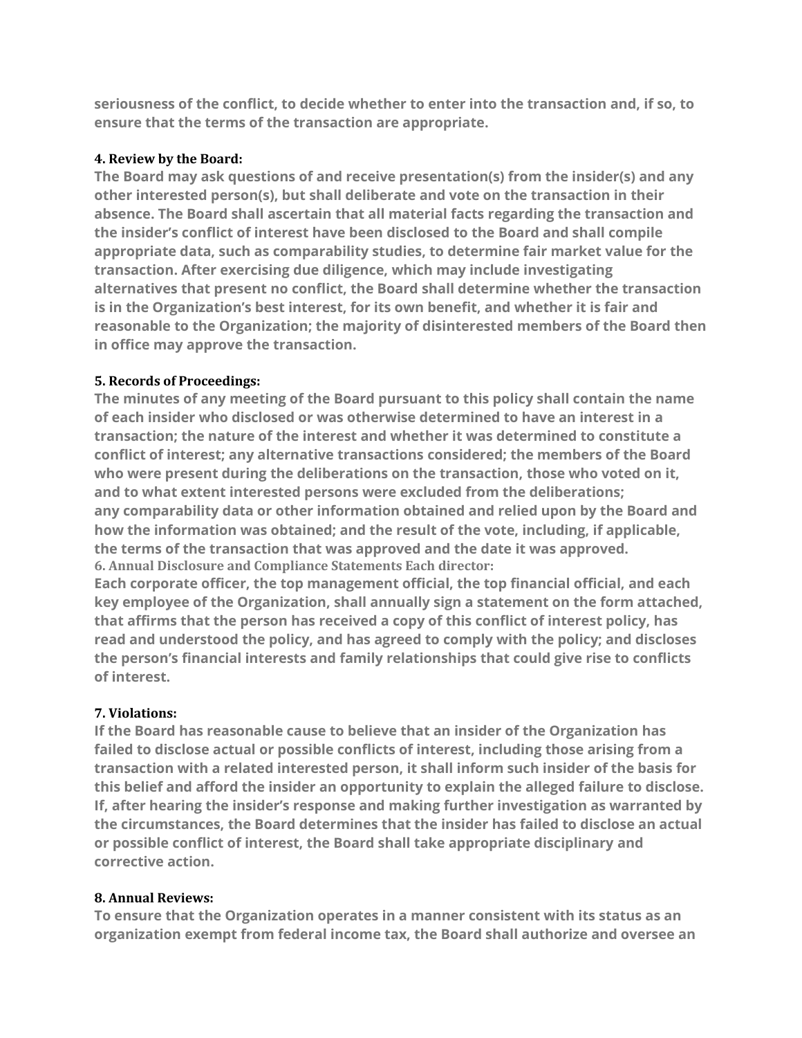**seriousness of the conflict, to decide whether to enter into the transaction and, if so, to ensure that the terms of the transaction are appropriate.**

#### 4. Review by the Board:

**The Board may ask questions of and receive presentation(s) from the insider(s) and any other interested person(s), but shall deliberate and vote on the transaction in their absence. The Board shall ascertain that all material facts regarding the transaction and the insider's conflict of interest have been disclosed to the Board and shall compile appropriate data, such as comparability studies, to determine fair market value for the transaction. After exercising due diligence, which may include investigating alternatives that present no conflict, the Board shall determine whether the transaction is in the Organization's best interest, for its own benefit, and whether it is fair and reasonable to the Organization; the majority of disinterested members of the Board then in office may approve the transaction.**

#### 5. Records of Proceedings:

**The minutes of any meeting of the Board pursuant to this policy shall contain the name of each insider who disclosed or was otherwise determined to have an interest in a transaction; the nature of the interest and whether it was determined to constitute a conflict of interest; any alternative transactions considered; the members of the Board who were present during the deliberations on the transaction, those who voted on it, and to what extent interested persons were excluded from the deliberations; any comparability data or other information obtained and relied upon by the Board and how the information was obtained; and the result of the vote, including, if applicable, the terms of the transaction that was approved and the date it was approved.**

#### 6. Annual Disclosure and Compliance Statements Each director:

**Each corporate officer, the top management official, the top financial official, and each key employee of the Organization, shall annually sign a statement on the form attached, that affirms that the person has received a copy of this conflict of interest policy, has read and understood the policy, and has agreed to comply with the policy; and discloses the person's financial interests and family relationships that could give rise to conflicts of interest.**

#### 7. Violations:

**If the Board has reasonable cause to believe that an insider of the Organization has failed to disclose actual or possible conflicts of interest, including those arising from a transaction with a related interested person, it shall inform such insider of the basis for this belief and afford the insider an opportunity to explain the alleged failure to disclose. If, after hearing the insider's response and making further investigation as warranted by the circumstances, the Board determines that the insider has failed to disclose an actual or possible conflict of interest, the Board shall take appropriate disciplinary and corrective action.**

#### 8. Annual Reviews:

**To ensure that the Organization operates in a manner consistent with its status as an organization exempt from federal income tax, the Board shall authorize and oversee an**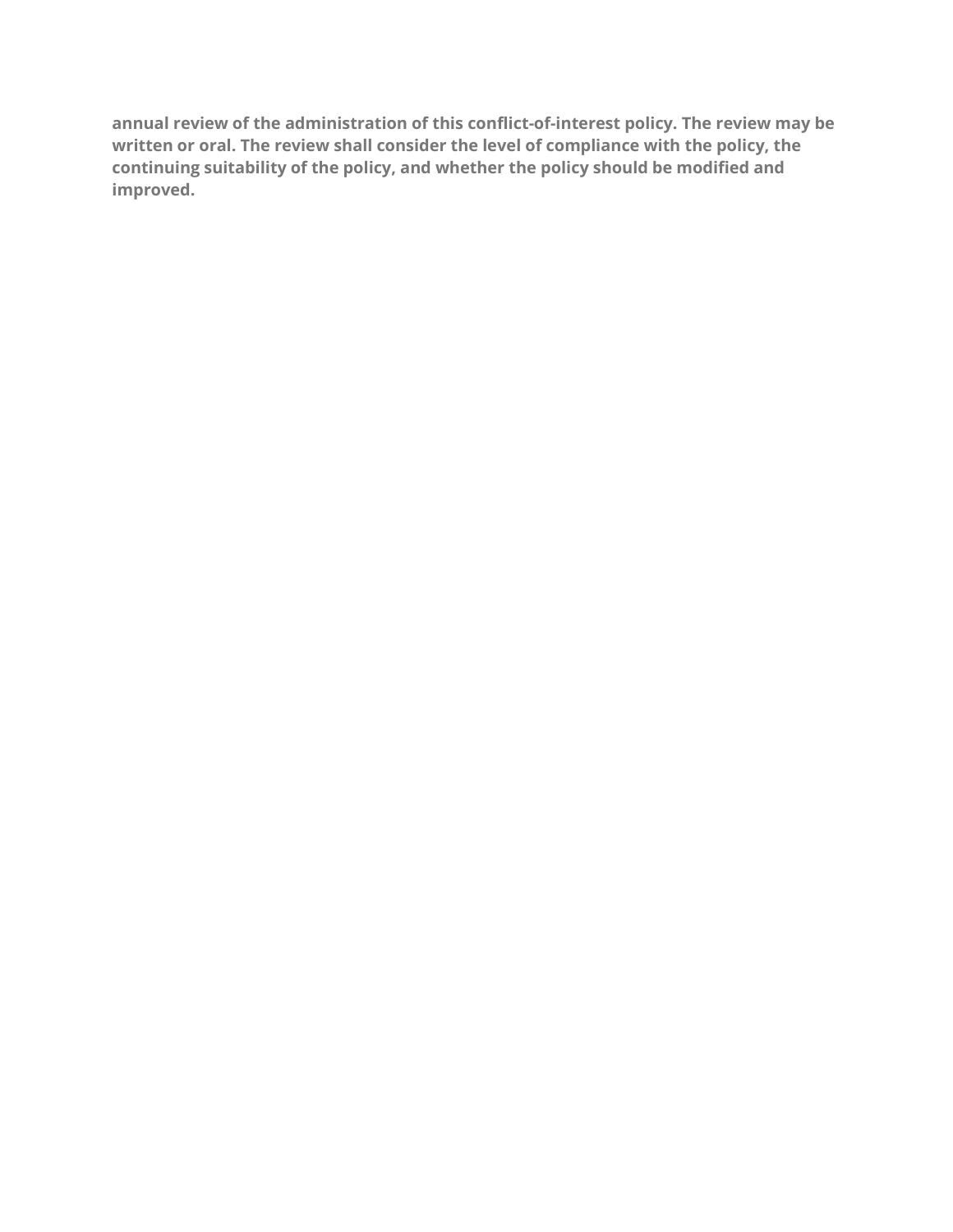**annual review of the administration of this conflict-of-interest policy. The review may be written or oral. The review shall consider the level of compliance with the policy, the continuing suitability of the policy, and whether the policy should be modified and improved.**